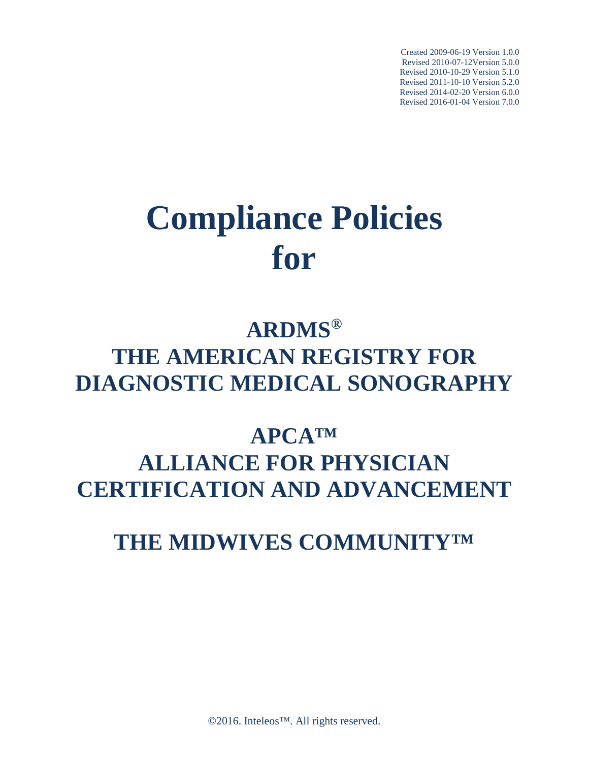Created 2009-06-19 Version 1.0.0
Revised 2010-07-12Version 5.0.0
Revised 2010-10-29 Version 5.1.0
Revised 2011-10-10 Version 5.2.0
Revised 2014-02-20 Version 6.0.0
Revised 2016-01-04 Version 7.0.0

# Compliance Policies for

## ARDMS®
## THE AMERICAN REGISTRY FOR DIAGNOSTIC MEDICAL SONOGRAPHY

## APCA™
## ALLIANCE FOR PHYSICIAN CERTIFICATION AND ADVANCEMENT

## THE MIDWIVES COMMUNITY™

©2016. Inteleos™. All rights reserved.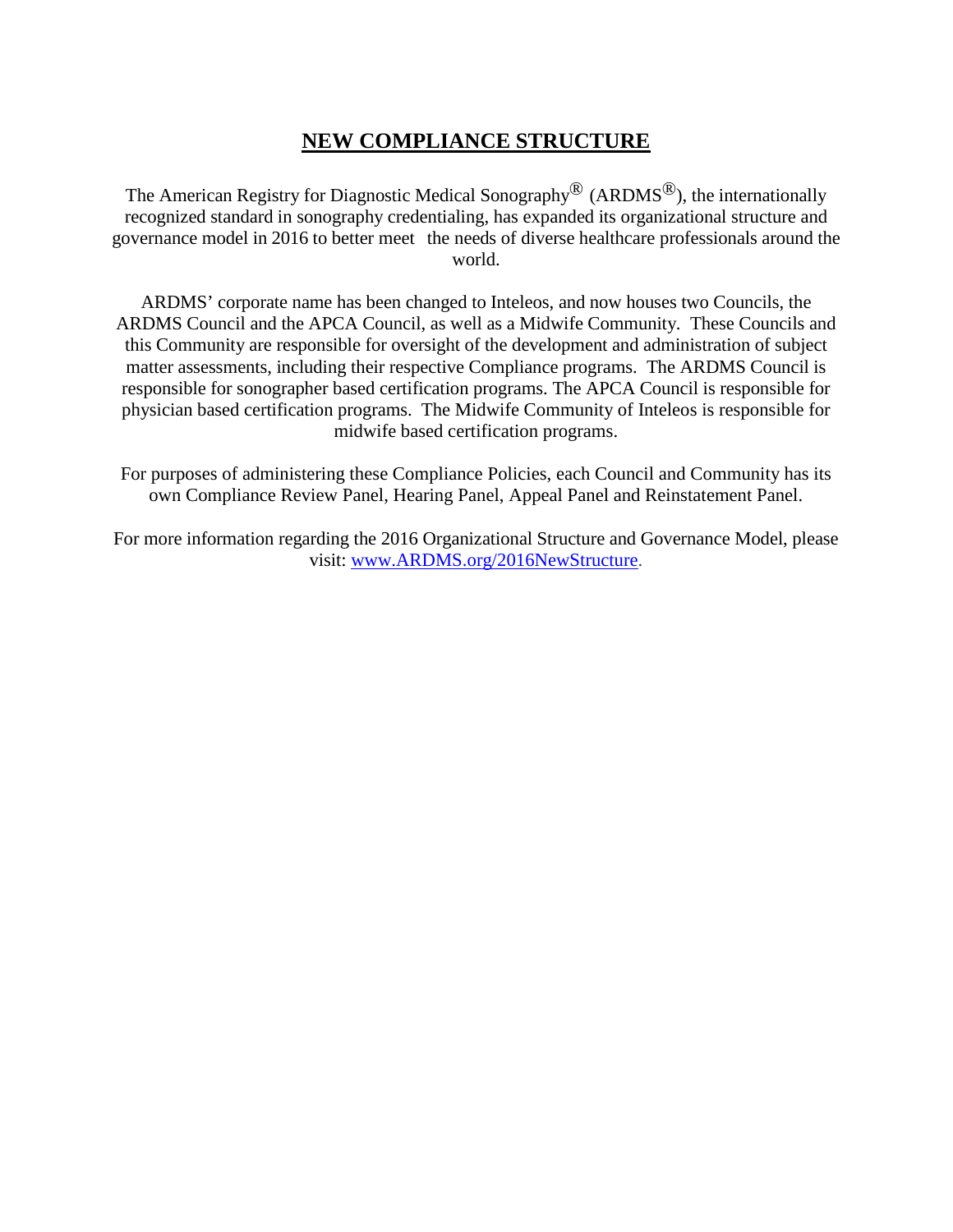# NEW COMPLIANCE STRUCTURE

The American Registry for Diagnostic Medical Sonography® (ARDMS®), the internationally recognized standard in sonography credentialing, has expanded its organizational structure and governance model in 2016 to better meet the needs of diverse healthcare professionals around the world.

ARDMS' corporate name has been changed to Inteleos, and now houses two Councils, the ARDMS Council and the APCA Council, as well as a Midwife Community. These Councils and this Community are responsible for oversight of the development and administration of subject matter assessments, including their respective Compliance programs. The ARDMS Council is responsible for sonographer based certification programs. The APCA Council is responsible for physician based certification programs. The Midwife Community of Inteleos is responsible for midwife based certification programs.

For purposes of administering these Compliance Policies, each Council and Community has its own Compliance Review Panel, Hearing Panel, Appeal Panel and Reinstatement Panel.

For more information regarding the 2016 Organizational Structure and Governance Model, please visit: www.ARDMS.org/2016NewStructure.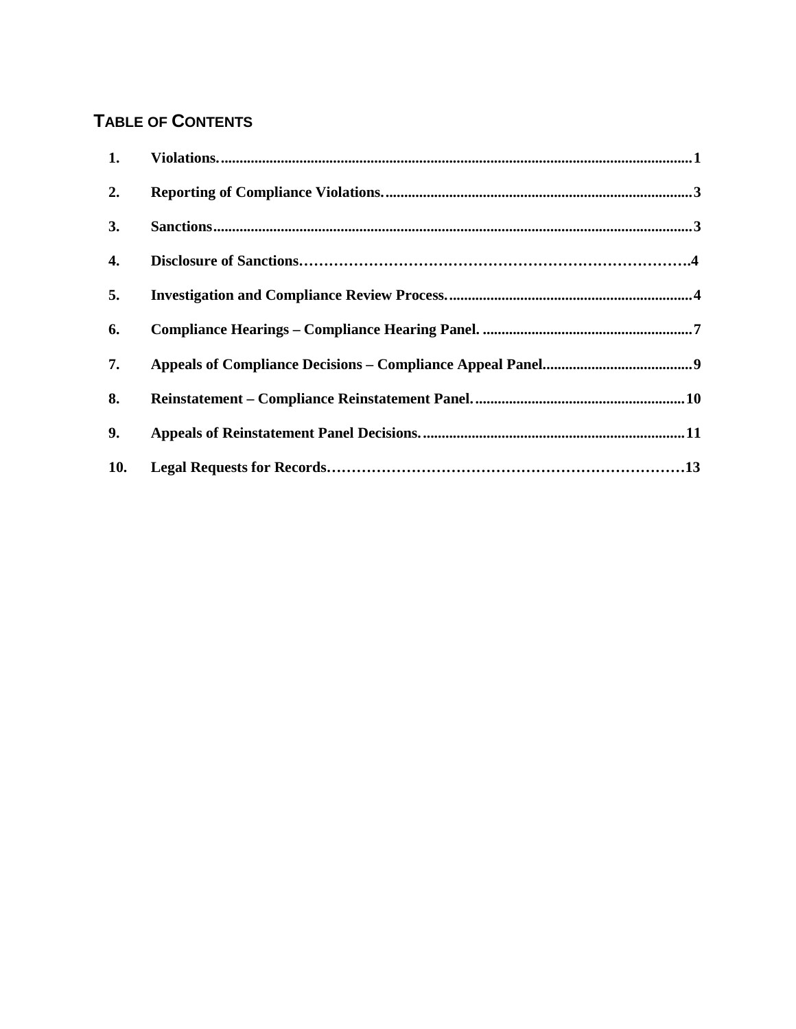## TABLE OF CONTENTS

1. **Violations.** .......... 1
2. **Reporting of Compliance Violations.** .......... 3
3. **Sanctions** .......... 3
4. **Disclosure of Sanctions** .......... 4
5. **Investigation and Compliance Review Process.** .......... 4
6. **Compliance Hearings – Compliance Hearing Panel.** .......... 7
7. **Appeals of Compliance Decisions – Compliance Appeal Panel** .......... 9
8. **Reinstatement – Compliance Reinstatement Panel.** .......... 10
9. **Appeals of Reinstatement Panel Decisions.** .......... 11
10. **Legal Requests for Records** .......... 13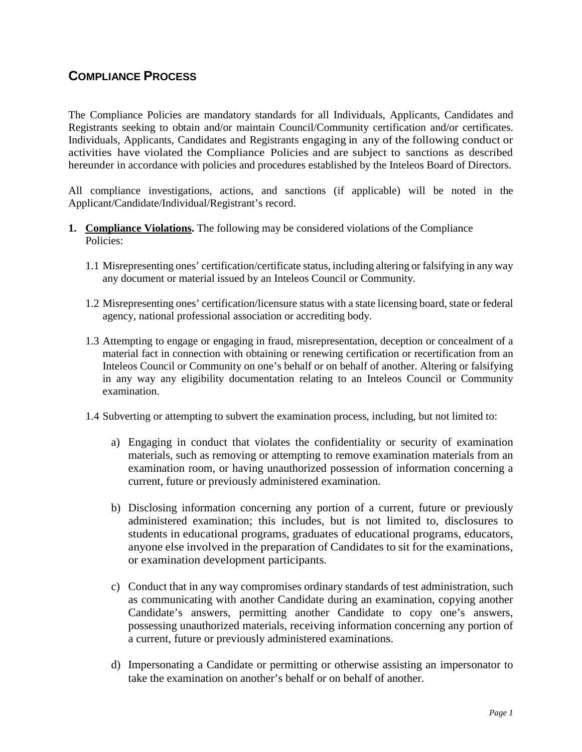## COMPLIANCE PROCESS

The Compliance Policies are mandatory standards for all Individuals, Applicants, Candidates and Registrants seeking to obtain and/or maintain Council/Community certification and/or certificates. Individuals, Applicants, Candidates and Registrants engaging in any of the following conduct or activities have violated the Compliance Policies and are subject to sanctions as described hereunder in accordance with policies and procedures established by the Inteleos Board of Directors.

All compliance investigations, actions, and sanctions (if applicable) will be noted in the Applicant/Candidate/Individual/Registrant's record.

1. **Compliance Violations.** The following may be considered violations of the Compliance Policies:

   1.1 Misrepresenting ones' certification/certificate status, including altering or falsifying in any way any document or material issued by an Inteleos Council or Community.

   1.2 Misrepresenting ones' certification/licensure status with a state licensing board, state or federal agency, national professional association or accrediting body.

   1.3 Attempting to engage or engaging in fraud, misrepresentation, deception or concealment of a material fact in connection with obtaining or renewing certification or recertification from an Inteleos Council or Community on one's behalf or on behalf of another. Altering or falsifying in any way any eligibility documentation relating to an Inteleos Council or Community examination.

   1.4 Subverting or attempting to subvert the examination process, including, but not limited to:

      a) Engaging in conduct that violates the confidentiality or security of examination materials, such as removing or attempting to remove examination materials from an examination room, or having unauthorized possession of information concerning a current, future or previously administered examination.

      b) Disclosing information concerning any portion of a current, future or previously administered examination; this includes, but is not limited to, disclosures to students in educational programs, graduates of educational programs, educators, anyone else involved in the preparation of Candidates to sit for the examinations, or examination development participants.

      c) Conduct that in any way compromises ordinary standards of test administration, such as communicating with another Candidate during an examination, copying another Candidate's answers, permitting another Candidate to copy one's answers, possessing unauthorized materials, receiving information concerning any portion of a current, future or previously administered examinations.

      d) Impersonating a Candidate or permitting or otherwise assisting an impersonator to take the examination on another's behalf or on behalf of another.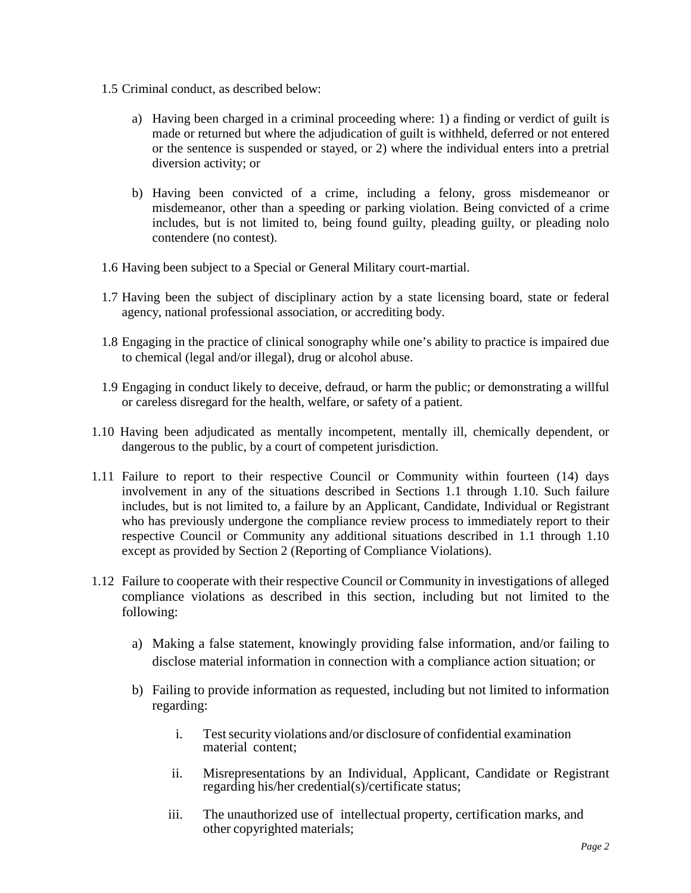1.5 Criminal conduct, as described below:

   a) Having been charged in a criminal proceeding where: 1) a finding or verdict of guilt is made or returned but where the adjudication of guilt is withheld, deferred or not entered or the sentence is suspended or stayed, or 2) where the individual enters into a pretrial diversion activity; or

   b) Having been convicted of a crime, including a felony, gross misdemeanor or misdemeanor, other than a speeding or parking violation. Being convicted of a crime includes, but is not limited to, being found guilty, pleading guilty, or pleading nolo contendere (no contest).

1.6 Having been subject to a Special or General Military court-martial.

1.7 Having been the subject of disciplinary action by a state licensing board, state or federal agency, national professional association, or accrediting body.

1.8 Engaging in the practice of clinical sonography while one's ability to practice is impaired due to chemical (legal and/or illegal), drug or alcohol abuse.

1.9 Engaging in conduct likely to deceive, defraud, or harm the public; or demonstrating a willful or careless disregard for the health, welfare, or safety of a patient.

1.10 Having been adjudicated as mentally incompetent, mentally ill, chemically dependent, or dangerous to the public, by a court of competent jurisdiction.

1.11 Failure to report to their respective Council or Community within fourteen (14) days involvement in any of the situations described in Sections 1.1 through 1.10. Such failure includes, but is not limited to, a failure by an Applicant, Candidate, Individual or Registrant who has previously undergone the compliance review process to immediately report to their respective Council or Community any additional situations described in 1.1 through 1.10 except as provided by Section 2 (Reporting of Compliance Violations).

1.12 Failure to cooperate with their respective Council or Community in investigations of alleged compliance violations as described in this section, including but not limited to the following:

   a) Making a false statement, knowingly providing false information, and/or failing to disclose material information in connection with a compliance action situation; or

   b) Failing to provide information as requested, including but not limited to information regarding:

      i. Test security violations and/or disclosure of confidential examination material content;

      ii. Misrepresentations by an Individual, Applicant, Candidate or Registrant regarding his/her credential(s)/certificate status;

      iii. The unauthorized use of intellectual property, certification marks, and other copyrighted materials;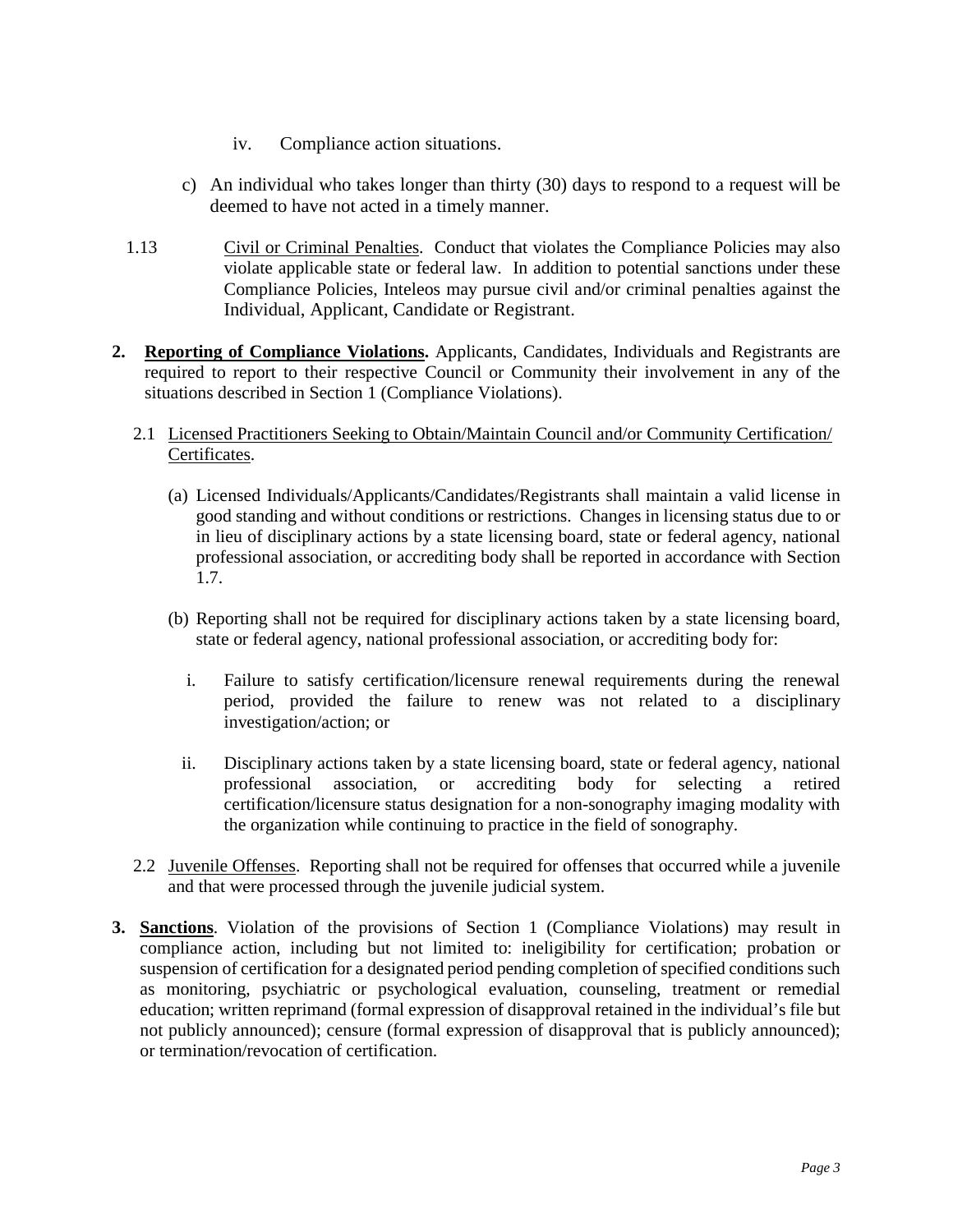iv. Compliance action situations.

c) An individual who takes longer than thirty (30) days to respond to a request will be deemed to have not acted in a timely manner.

1.13 Civil or Criminal Penalties. Conduct that violates the Compliance Policies may also violate applicable state or federal law. In addition to potential sanctions under these Compliance Policies, Inteleos may pursue civil and/or criminal penalties against the Individual, Applicant, Candidate or Registrant.

**2. Reporting of Compliance Violations.** Applicants, Candidates, Individuals and Registrants are required to report to their respective Council or Community their involvement in any of the situations described in Section 1 (Compliance Violations).

2.1 Licensed Practitioners Seeking to Obtain/Maintain Council and/or Community Certification/ Certificates.

(a) Licensed Individuals/Applicants/Candidates/Registrants shall maintain a valid license in good standing and without conditions or restrictions. Changes in licensing status due to or in lieu of disciplinary actions by a state licensing board, state or federal agency, national professional association, or accrediting body shall be reported in accordance with Section 1.7.

(b) Reporting shall not be required for disciplinary actions taken by a state licensing board, state or federal agency, national professional association, or accrediting body for:

i. Failure to satisfy certification/licensure renewal requirements during the renewal period, provided the failure to renew was not related to a disciplinary investigation/action; or

ii. Disciplinary actions taken by a state licensing board, state or federal agency, national professional association, or accrediting body for selecting a retired certification/licensure status designation for a non-sonography imaging modality with the organization while continuing to practice in the field of sonography.

2.2 Juvenile Offenses. Reporting shall not be required for offenses that occurred while a juvenile and that were processed through the juvenile judicial system.

**3. Sanctions**. Violation of the provisions of Section 1 (Compliance Violations) may result in compliance action, including but not limited to: ineligibility for certification; probation or suspension of certification for a designated period pending completion of specified conditions such as monitoring, psychiatric or psychological evaluation, counseling, treatment or remedial education; written reprimand (formal expression of disapproval retained in the individual's file but not publicly announced); censure (formal expression of disapproval that is publicly announced); or termination/revocation of certification.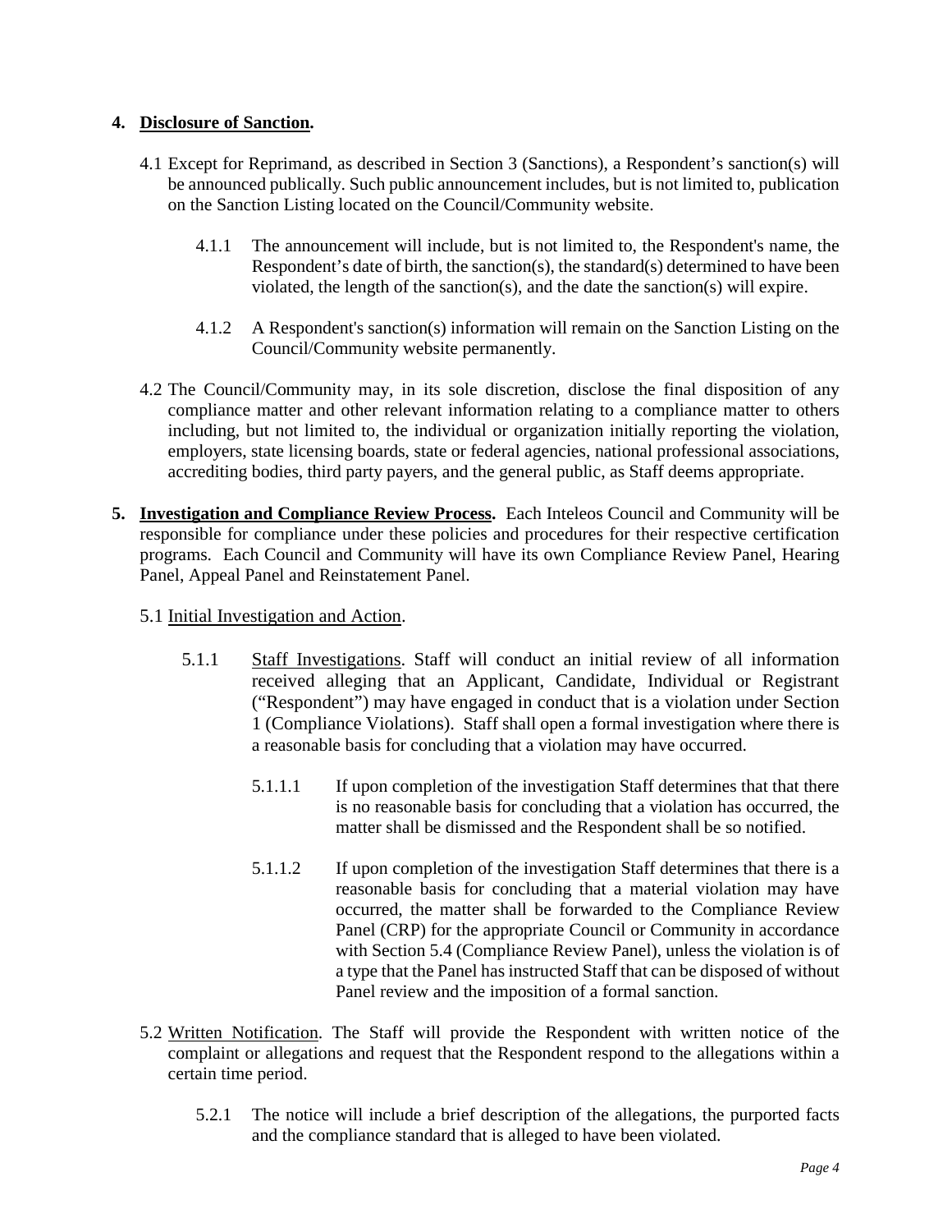**4. Disclosure of Sanction.**

4.1 Except for Reprimand, as described in Section 3 (Sanctions), a Respondent's sanction(s) will be announced publically. Such public announcement includes, but is not limited to, publication on the Sanction Listing located on the Council/Community website.

4.1.1 The announcement will include, but is not limited to, the Respondent's name, the Respondent's date of birth, the sanction(s), the standard(s) determined to have been violated, the length of the sanction(s), and the date the sanction(s) will expire.

4.1.2 A Respondent's sanction(s) information will remain on the Sanction Listing on the Council/Community website permanently.

4.2 The Council/Community may, in its sole discretion, disclose the final disposition of any compliance matter and other relevant information relating to a compliance matter to others including, but not limited to, the individual or organization initially reporting the violation, employers, state licensing boards, state or federal agencies, national professional associations, accrediting bodies, third party payers, and the general public, as Staff deems appropriate.

**5. Investigation and Compliance Review Process.** Each Inteleos Council and Community will be responsible for compliance under these policies and procedures for their respective certification programs. Each Council and Community will have its own Compliance Review Panel, Hearing Panel, Appeal Panel and Reinstatement Panel.

5.1 Initial Investigation and Action.

5.1.1 Staff Investigations. Staff will conduct an initial review of all information received alleging that an Applicant, Candidate, Individual or Registrant ("Respondent") may have engaged in conduct that is a violation under Section 1 (Compliance Violations). Staff shall open a formal investigation where there is a reasonable basis for concluding that a violation may have occurred.

5.1.1.1 If upon completion of the investigation Staff determines that that there is no reasonable basis for concluding that a violation has occurred, the matter shall be dismissed and the Respondent shall be so notified.

5.1.1.2 If upon completion of the investigation Staff determines that there is a reasonable basis for concluding that a material violation may have occurred, the matter shall be forwarded to the Compliance Review Panel (CRP) for the appropriate Council or Community in accordance with Section 5.4 (Compliance Review Panel), unless the violation is of a type that the Panel has instructed Staff that can be disposed of without Panel review and the imposition of a formal sanction.

5.2 Written Notification. The Staff will provide the Respondent with written notice of the complaint or allegations and request that the Respondent respond to the allegations within a certain time period.

5.2.1 The notice will include a brief description of the allegations, the purported facts and the compliance standard that is alleged to have been violated.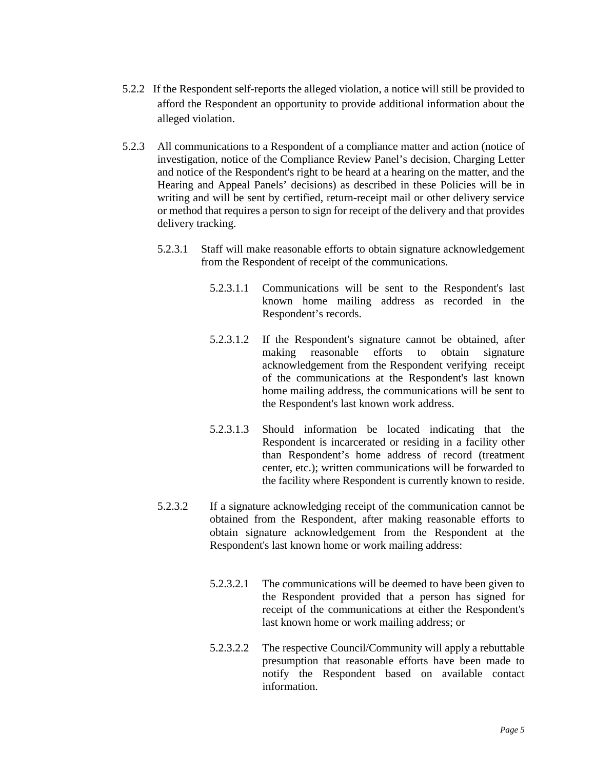5.2.2 If the Respondent self-reports the alleged violation, a notice will still be provided to afford the Respondent an opportunity to provide additional information about the alleged violation.

5.2.3 All communications to a Respondent of a compliance matter and action (notice of investigation, notice of the Compliance Review Panel's decision, Charging Letter and notice of the Respondent's right to be heard at a hearing on the matter, and the Hearing and Appeal Panels' decisions) as described in these Policies will be in writing and will be sent by certified, return-receipt mail or other delivery service or method that requires a person to sign for receipt of the delivery and that provides delivery tracking.

5.2.3.1 Staff will make reasonable efforts to obtain signature acknowledgement from the Respondent of receipt of the communications.

5.2.3.1.1 Communications will be sent to the Respondent's last known home mailing address as recorded in the Respondent's records.

5.2.3.1.2 If the Respondent's signature cannot be obtained, after making reasonable efforts to obtain signature acknowledgement from the Respondent verifying receipt of the communications at the Respondent's last known home mailing address, the communications will be sent to the Respondent's last known work address.

5.2.3.1.3 Should information be located indicating that the Respondent is incarcerated or residing in a facility other than Respondent's home address of record (treatment center, etc.); written communications will be forwarded to the facility where Respondent is currently known to reside.

5.2.3.2 If a signature acknowledging receipt of the communication cannot be obtained from the Respondent, after making reasonable efforts to obtain signature acknowledgement from the Respondent at the Respondent's last known home or work mailing address:

5.2.3.2.1 The communications will be deemed to have been given to the Respondent provided that a person has signed for receipt of the communications at either the Respondent's last known home or work mailing address; or

5.2.3.2.2 The respective Council/Community will apply a rebuttable presumption that reasonable efforts have been made to notify the Respondent based on available contact information.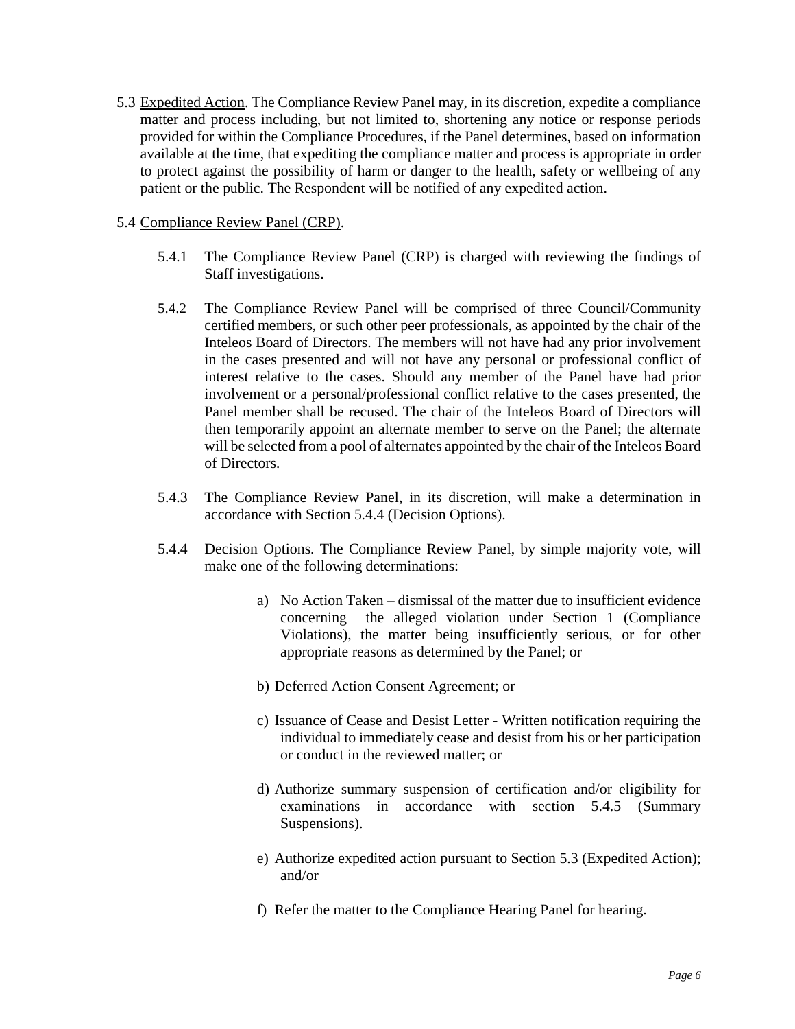5.3 Expedited Action. The Compliance Review Panel may, in its discretion, expedite a compliance matter and process including, but not limited to, shortening any notice or response periods provided for within the Compliance Procedures, if the Panel determines, based on information available at the time, that expediting the compliance matter and process is appropriate in order to protect against the possibility of harm or danger to the health, safety or wellbeing of any patient or the public. The Respondent will be notified of any expedited action.

5.4 Compliance Review Panel (CRP).

5.4.1 The Compliance Review Panel (CRP) is charged with reviewing the findings of Staff investigations.

5.4.2 The Compliance Review Panel will be comprised of three Council/Community certified members, or such other peer professionals, as appointed by the chair of the Inteleos Board of Directors. The members will not have had any prior involvement in the cases presented and will not have any personal or professional conflict of interest relative to the cases. Should any member of the Panel have had prior involvement or a personal/professional conflict relative to the cases presented, the Panel member shall be recused. The chair of the Inteleos Board of Directors will then temporarily appoint an alternate member to serve on the Panel; the alternate will be selected from a pool of alternates appointed by the chair of the Inteleos Board of Directors.

5.4.3 The Compliance Review Panel, in its discretion, will make a determination in accordance with Section 5.4.4 (Decision Options).

5.4.4 Decision Options. The Compliance Review Panel, by simple majority vote, will make one of the following determinations:

a) No Action Taken – dismissal of the matter due to insufficient evidence concerning the alleged violation under Section 1 (Compliance Violations), the matter being insufficiently serious, or for other appropriate reasons as determined by the Panel; or

b) Deferred Action Consent Agreement; or

c) Issuance of Cease and Desist Letter - Written notification requiring the individual to immediately cease and desist from his or her participation or conduct in the reviewed matter; or

d) Authorize summary suspension of certification and/or eligibility for examinations in accordance with section 5.4.5 (Summary Suspensions).

e) Authorize expedited action pursuant to Section 5.3 (Expedited Action); and/or

f) Refer the matter to the Compliance Hearing Panel for hearing.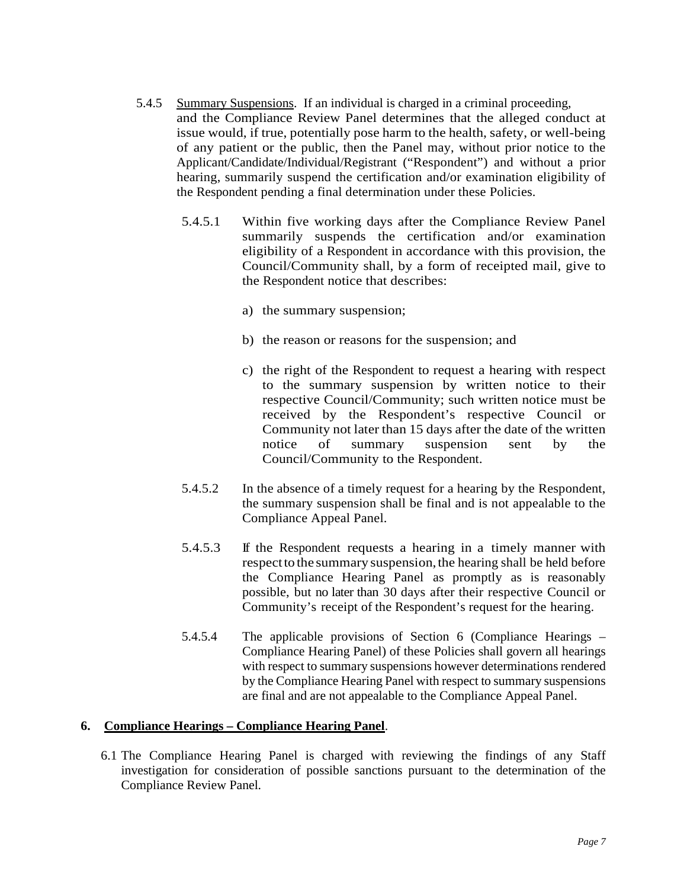5.4.5 Summary Suspensions. If an individual is charged in a criminal proceeding, and the Compliance Review Panel determines that the alleged conduct at issue would, if true, potentially pose harm to the health, safety, or well-being of any patient or the public, then the Panel may, without prior notice to the Applicant/Candidate/Individual/Registrant ("Respondent") and without a prior hearing, summarily suspend the certification and/or examination eligibility of the Respondent pending a final determination under these Policies.

5.4.5.1 Within five working days after the Compliance Review Panel summarily suspends the certification and/or examination eligibility of a Respondent in accordance with this provision, the Council/Community shall, by a form of receipted mail, give to the Respondent notice that describes:

a) the summary suspension;

b) the reason or reasons for the suspension; and

c) the right of the Respondent to request a hearing with respect to the summary suspension by written notice to their respective Council/Community; such written notice must be received by the Respondent's respective Council or Community not later than 15 days after the date of the written notice of summary suspension sent by the Council/Community to the Respondent.

5.4.5.2 In the absence of a timely request for a hearing by the Respondent, the summary suspension shall be final and is not appealable to the Compliance Appeal Panel.

5.4.5.3 If the Respondent requests a hearing in a timely manner with respect to the summary suspension, the hearing shall be held before the Compliance Hearing Panel as promptly as is reasonably possible, but no later than 30 days after their respective Council or Community's receipt of the Respondent's request for the hearing.

5.4.5.4 The applicable provisions of Section 6 (Compliance Hearings – Compliance Hearing Panel) of these Policies shall govern all hearings with respect to summary suspensions however determinations rendered by the Compliance Hearing Panel with respect to summary suspensions are final and are not appealable to the Compliance Appeal Panel.

## 6. Compliance Hearings – Compliance Hearing Panel.

6.1 The Compliance Hearing Panel is charged with reviewing the findings of any Staff investigation for consideration of possible sanctions pursuant to the determination of the Compliance Review Panel.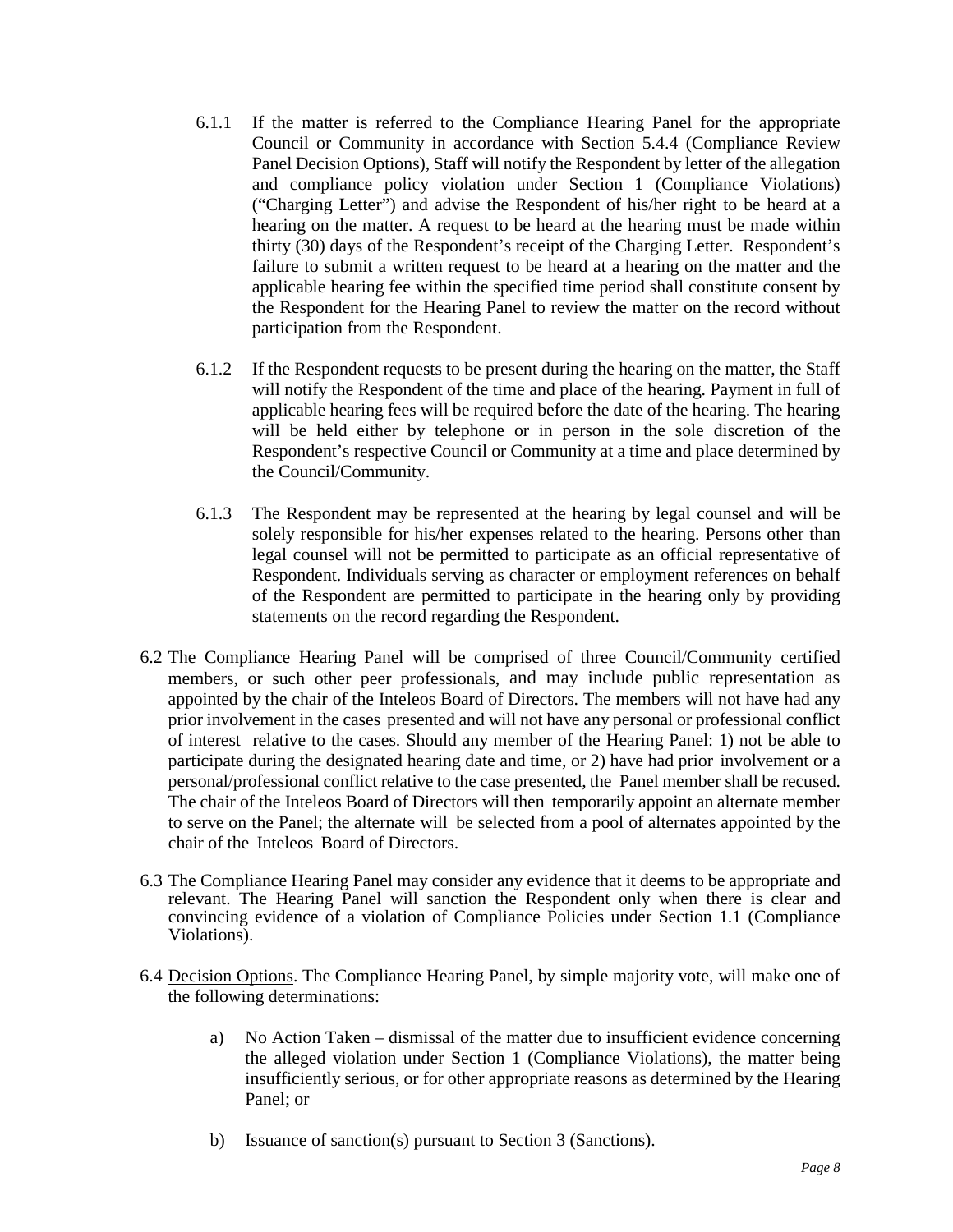6.1.1 If the matter is referred to the Compliance Hearing Panel for the appropriate Council or Community in accordance with Section 5.4.4 (Compliance Review Panel Decision Options), Staff will notify the Respondent by letter of the allegation and compliance policy violation under Section 1 (Compliance Violations) ("Charging Letter") and advise the Respondent of his/her right to be heard at a hearing on the matter. A request to be heard at the hearing must be made within thirty (30) days of the Respondent's receipt of the Charging Letter. Respondent's failure to submit a written request to be heard at a hearing on the matter and the applicable hearing fee within the specified time period shall constitute consent by the Respondent for the Hearing Panel to review the matter on the record without participation from the Respondent.

6.1.2 If the Respondent requests to be present during the hearing on the matter, the Staff will notify the Respondent of the time and place of the hearing. Payment in full of applicable hearing fees will be required before the date of the hearing. The hearing will be held either by telephone or in person in the sole discretion of the Respondent's respective Council or Community at a time and place determined by the Council/Community.

6.1.3 The Respondent may be represented at the hearing by legal counsel and will be solely responsible for his/her expenses related to the hearing. Persons other than legal counsel will not be permitted to participate as an official representative of Respondent. Individuals serving as character or employment references on behalf of the Respondent are permitted to participate in the hearing only by providing statements on the record regarding the Respondent.

6.2 The Compliance Hearing Panel will be comprised of three Council/Community certified members, or such other peer professionals, and may include public representation as appointed by the chair of the Inteleos Board of Directors. The members will not have had any prior involvement in the cases presented and will not have any personal or professional conflict of interest relative to the cases. Should any member of the Hearing Panel: 1) not be able to participate during the designated hearing date and time, or 2) have had prior involvement or a personal/professional conflict relative to the case presented, the Panel member shall be recused. The chair of the Inteleos Board of Directors will then temporarily appoint an alternate member to serve on the Panel; the alternate will be selected from a pool of alternates appointed by the chair of the Inteleos Board of Directors.

6.3 The Compliance Hearing Panel may consider any evidence that it deems to be appropriate and relevant. The Hearing Panel will sanction the Respondent only when there is clear and convincing evidence of a violation of Compliance Policies under Section 1.1 (Compliance Violations).

6.4 Decision Options. The Compliance Hearing Panel, by simple majority vote, will make one of the following determinations:

a) No Action Taken – dismissal of the matter due to insufficient evidence concerning the alleged violation under Section 1 (Compliance Violations), the matter being insufficiently serious, or for other appropriate reasons as determined by the Hearing Panel; or

b) Issuance of sanction(s) pursuant to Section 3 (Sanctions).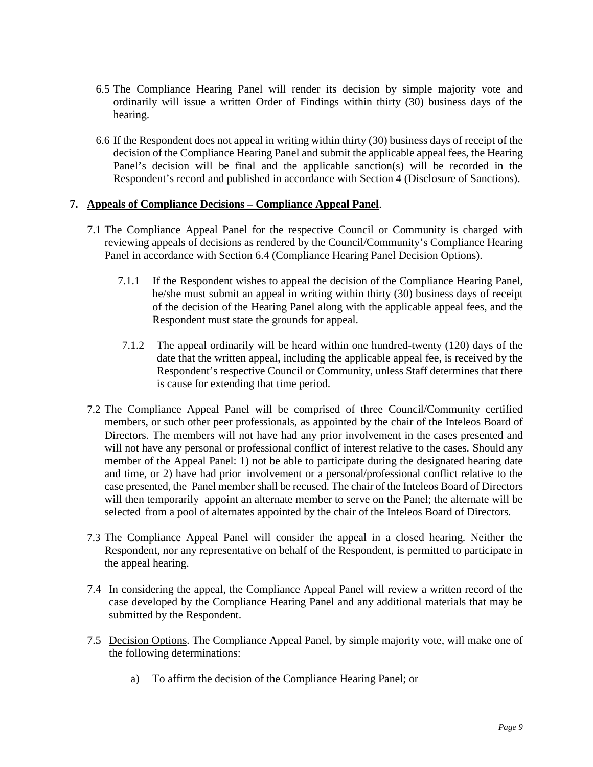6.5 The Compliance Hearing Panel will render its decision by simple majority vote and ordinarily will issue a written Order of Findings within thirty (30) business days of the hearing.

6.6 If the Respondent does not appeal in writing within thirty (30) business days of receipt of the decision of the Compliance Hearing Panel and submit the applicable appeal fees, the Hearing Panel's decision will be final and the applicable sanction(s) will be recorded in the Respondent's record and published in accordance with Section 4 (Disclosure of Sanctions).

## 7. Appeals of Compliance Decisions – Compliance Appeal Panel.

7.1 The Compliance Appeal Panel for the respective Council or Community is charged with reviewing appeals of decisions as rendered by the Council/Community's Compliance Hearing Panel in accordance with Section 6.4 (Compliance Hearing Panel Decision Options).

7.1.1 If the Respondent wishes to appeal the decision of the Compliance Hearing Panel, he/she must submit an appeal in writing within thirty (30) business days of receipt of the decision of the Hearing Panel along with the applicable appeal fees, and the Respondent must state the grounds for appeal.

7.1.2 The appeal ordinarily will be heard within one hundred-twenty (120) days of the date that the written appeal, including the applicable appeal fee, is received by the Respondent's respective Council or Community, unless Staff determines that there is cause for extending that time period.

7.2 The Compliance Appeal Panel will be comprised of three Council/Community certified members, or such other peer professionals, as appointed by the chair of the Inteleos Board of Directors. The members will not have had any prior involvement in the cases presented and will not have any personal or professional conflict of interest relative to the cases. Should any member of the Appeal Panel: 1) not be able to participate during the designated hearing date and time, or 2) have had prior involvement or a personal/professional conflict relative to the case presented, the Panel member shall be recused. The chair of the Inteleos Board of Directors will then temporarily appoint an alternate member to serve on the Panel; the alternate will be selected from a pool of alternates appointed by the chair of the Inteleos Board of Directors.

7.3 The Compliance Appeal Panel will consider the appeal in a closed hearing. Neither the Respondent, nor any representative on behalf of the Respondent, is permitted to participate in the appeal hearing.

7.4 In considering the appeal, the Compliance Appeal Panel will review a written record of the case developed by the Compliance Hearing Panel and any additional materials that may be submitted by the Respondent.

7.5 Decision Options. The Compliance Appeal Panel, by simple majority vote, will make one of the following determinations:

a) To affirm the decision of the Compliance Hearing Panel; or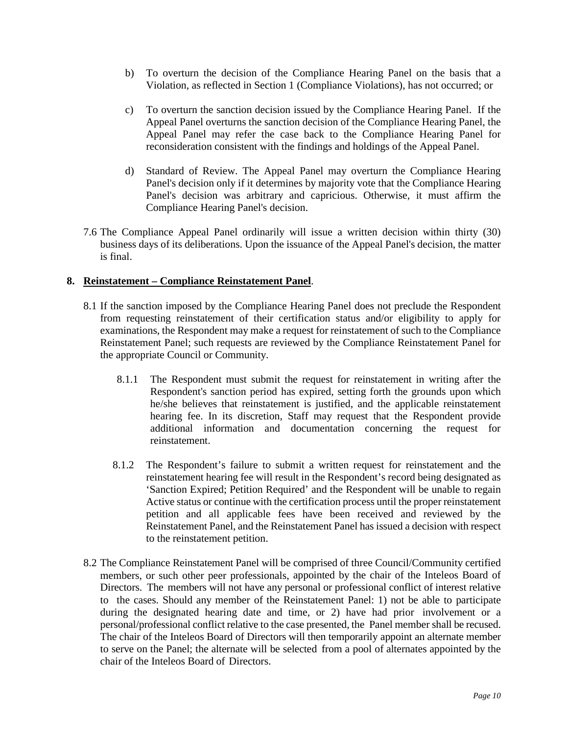b) To overturn the decision of the Compliance Hearing Panel on the basis that a Violation, as reflected in Section 1 (Compliance Violations), has not occurred; or

c) To overturn the sanction decision issued by the Compliance Hearing Panel. If the Appeal Panel overturns the sanction decision of the Compliance Hearing Panel, the Appeal Panel may refer the case back to the Compliance Hearing Panel for reconsideration consistent with the findings and holdings of the Appeal Panel.

d) Standard of Review. The Appeal Panel may overturn the Compliance Hearing Panel's decision only if it determines by majority vote that the Compliance Hearing Panel's decision was arbitrary and capricious. Otherwise, it must affirm the Compliance Hearing Panel's decision.

7.6 The Compliance Appeal Panel ordinarily will issue a written decision within thirty (30) business days of its deliberations. Upon the issuance of the Appeal Panel's decision, the matter is final.

## 8. Reinstatement – Compliance Reinstatement Panel.

8.1 If the sanction imposed by the Compliance Hearing Panel does not preclude the Respondent from requesting reinstatement of their certification status and/or eligibility to apply for examinations, the Respondent may make a request for reinstatement of such to the Compliance Reinstatement Panel; such requests are reviewed by the Compliance Reinstatement Panel for the appropriate Council or Community.

8.1.1 The Respondent must submit the request for reinstatement in writing after the Respondent's sanction period has expired, setting forth the grounds upon which he/she believes that reinstatement is justified, and the applicable reinstatement hearing fee. In its discretion, Staff may request that the Respondent provide additional information and documentation concerning the request for reinstatement.

8.1.2 The Respondent's failure to submit a written request for reinstatement and the reinstatement hearing fee will result in the Respondent's record being designated as 'Sanction Expired; Petition Required' and the Respondent will be unable to regain Active status or continue with the certification process until the proper reinstatement petition and all applicable fees have been received and reviewed by the Reinstatement Panel, and the Reinstatement Panel has issued a decision with respect to the reinstatement petition.

8.2 The Compliance Reinstatement Panel will be comprised of three Council/Community certified members, or such other peer professionals, appointed by the chair of the Inteleos Board of Directors. The members will not have any personal or professional conflict of interest relative to the cases. Should any member of the Reinstatement Panel: 1) not be able to participate during the designated hearing date and time, or 2) have had prior involvement or a personal/professional conflict relative to the case presented, the Panel member shall be recused. The chair of the Inteleos Board of Directors will then temporarily appoint an alternate member to serve on the Panel; the alternate will be selected from a pool of alternates appointed by the chair of the Inteleos Board of Directors.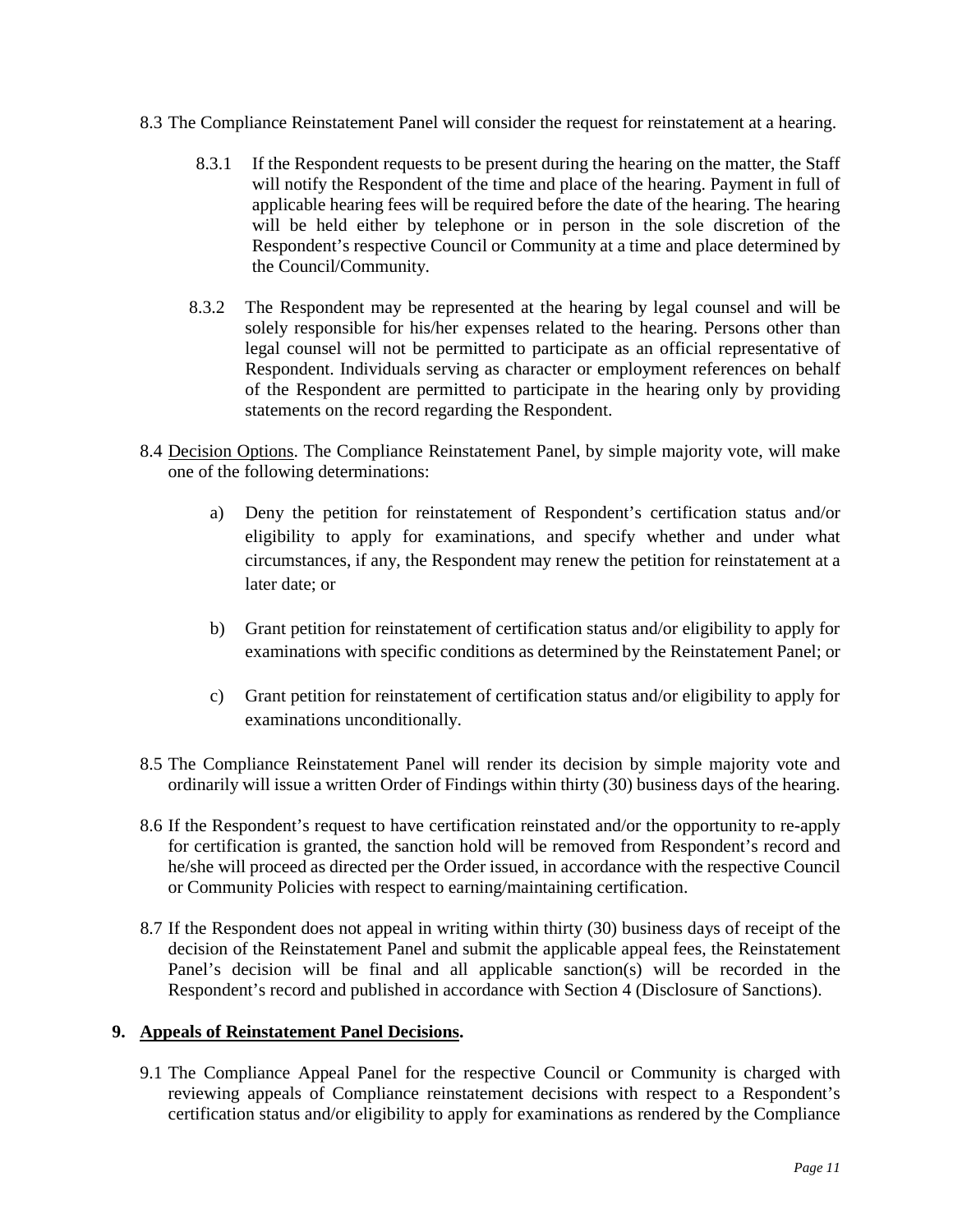8.3 The Compliance Reinstatement Panel will consider the request for reinstatement at a hearing.

8.3.1 If the Respondent requests to be present during the hearing on the matter, the Staff will notify the Respondent of the time and place of the hearing. Payment in full of applicable hearing fees will be required before the date of the hearing. The hearing will be held either by telephone or in person in the sole discretion of the Respondent's respective Council or Community at a time and place determined by the Council/Community.

8.3.2 The Respondent may be represented at the hearing by legal counsel and will be solely responsible for his/her expenses related to the hearing. Persons other than legal counsel will not be permitted to participate as an official representative of Respondent. Individuals serving as character or employment references on behalf of the Respondent are permitted to participate in the hearing only by providing statements on the record regarding the Respondent.

8.4 Decision Options. The Compliance Reinstatement Panel, by simple majority vote, will make one of the following determinations:

a) Deny the petition for reinstatement of Respondent's certification status and/or eligibility to apply for examinations, and specify whether and under what circumstances, if any, the Respondent may renew the petition for reinstatement at a later date; or

b) Grant petition for reinstatement of certification status and/or eligibility to apply for examinations with specific conditions as determined by the Reinstatement Panel; or

c) Grant petition for reinstatement of certification status and/or eligibility to apply for examinations unconditionally.

8.5 The Compliance Reinstatement Panel will render its decision by simple majority vote and ordinarily will issue a written Order of Findings within thirty (30) business days of the hearing.

8.6 If the Respondent's request to have certification reinstated and/or the opportunity to re-apply for certification is granted, the sanction hold will be removed from Respondent's record and he/she will proceed as directed per the Order issued, in accordance with the respective Council or Community Policies with respect to earning/maintaining certification.

8.7 If the Respondent does not appeal in writing within thirty (30) business days of receipt of the decision of the Reinstatement Panel and submit the applicable appeal fees, the Reinstatement Panel's decision will be final and all applicable sanction(s) will be recorded in the Respondent's record and published in accordance with Section 4 (Disclosure of Sanctions).

## 9. Appeals of Reinstatement Panel Decisions.

9.1 The Compliance Appeal Panel for the respective Council or Community is charged with reviewing appeals of Compliance reinstatement decisions with respect to a Respondent's certification status and/or eligibility to apply for examinations as rendered by the Compliance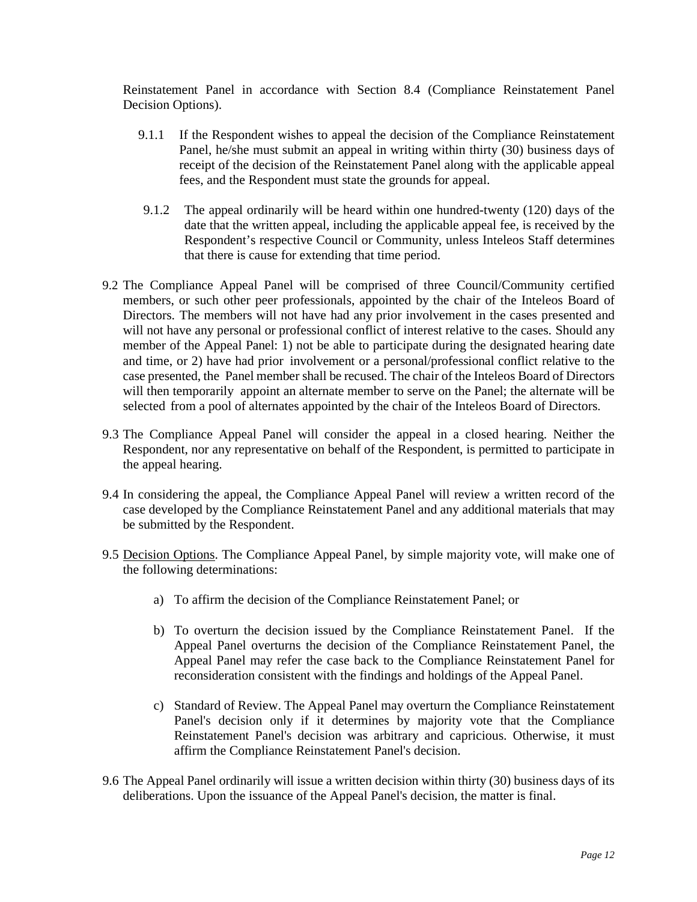Reinstatement Panel in accordance with Section 8.4 (Compliance Reinstatement Panel Decision Options).

9.1.1 If the Respondent wishes to appeal the decision of the Compliance Reinstatement Panel, he/she must submit an appeal in writing within thirty (30) business days of receipt of the decision of the Reinstatement Panel along with the applicable appeal fees, and the Respondent must state the grounds for appeal.

9.1.2 The appeal ordinarily will be heard within one hundred-twenty (120) days of the date that the written appeal, including the applicable appeal fee, is received by the Respondent's respective Council or Community, unless Inteleos Staff determines that there is cause for extending that time period.

9.2 The Compliance Appeal Panel will be comprised of three Council/Community certified members, or such other peer professionals, appointed by the chair of the Inteleos Board of Directors. The members will not have had any prior involvement in the cases presented and will not have any personal or professional conflict of interest relative to the cases. Should any member of the Appeal Panel: 1) not be able to participate during the designated hearing date and time, or 2) have had prior involvement or a personal/professional conflict relative to the case presented, the Panel member shall be recused. The chair of the Inteleos Board of Directors will then temporarily appoint an alternate member to serve on the Panel; the alternate will be selected from a pool of alternates appointed by the chair of the Inteleos Board of Directors.

9.3 The Compliance Appeal Panel will consider the appeal in a closed hearing. Neither the Respondent, nor any representative on behalf of the Respondent, is permitted to participate in the appeal hearing.

9.4 In considering the appeal, the Compliance Appeal Panel will review a written record of the case developed by the Compliance Reinstatement Panel and any additional materials that may be submitted by the Respondent.

9.5 Decision Options. The Compliance Appeal Panel, by simple majority vote, will make one of the following determinations:

a) To affirm the decision of the Compliance Reinstatement Panel; or

b) To overturn the decision issued by the Compliance Reinstatement Panel. If the Appeal Panel overturns the decision of the Compliance Reinstatement Panel, the Appeal Panel may refer the case back to the Compliance Reinstatement Panel for reconsideration consistent with the findings and holdings of the Appeal Panel.

c) Standard of Review. The Appeal Panel may overturn the Compliance Reinstatement Panel's decision only if it determines by majority vote that the Compliance Reinstatement Panel's decision was arbitrary and capricious. Otherwise, it must affirm the Compliance Reinstatement Panel's decision.

9.6 The Appeal Panel ordinarily will issue a written decision within thirty (30) business days of its deliberations. Upon the issuance of the Appeal Panel's decision, the matter is final.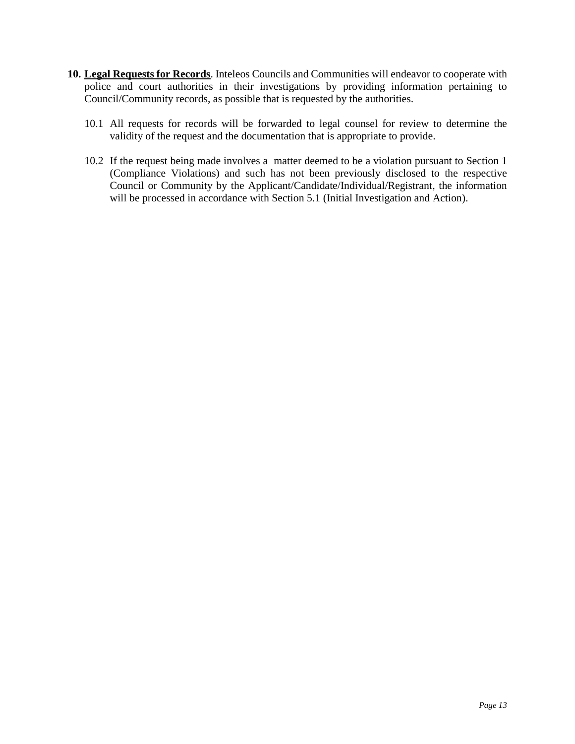10. **<u>Legal Requests for Records</u>**. Inteleos Councils and Communities will endeavor to cooperate with police and court authorities in their investigations by providing information pertaining to Council/Community records, as possible that is requested by the authorities.

    10.1 All requests for records will be forwarded to legal counsel for review to determine the validity of the request and the documentation that is appropriate to provide.

    10.2 If the request being made involves a matter deemed to be a violation pursuant to Section 1 (Compliance Violations) and such has not been previously disclosed to the respective Council or Community by the Applicant/Candidate/Individual/Registrant, the information will be processed in accordance with Section 5.1 (Initial Investigation and Action).